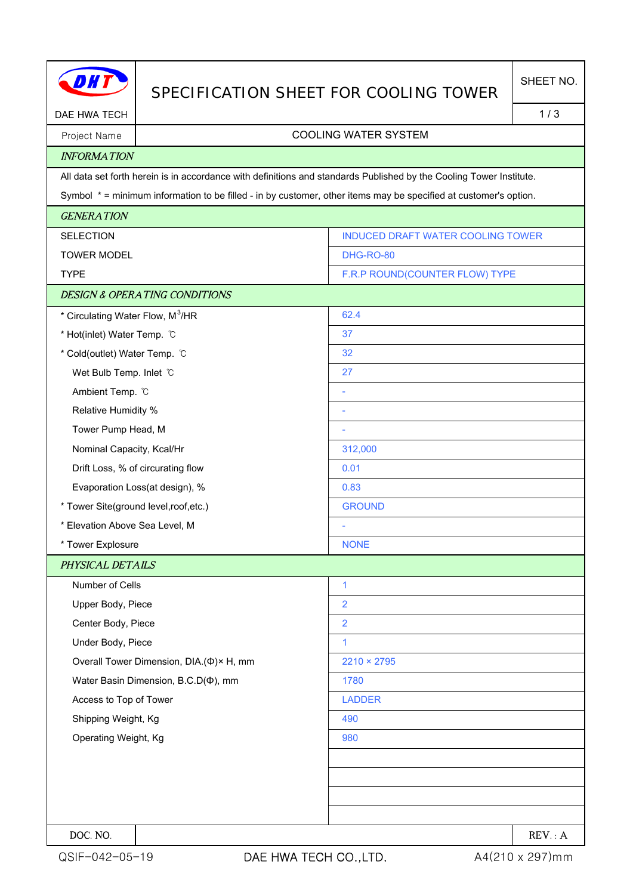# SPECIFICATION SHEET FOR COOLING TOWER

DAE HWA TECH

SHEET NO. 1 / 3

| Project Name | COOLING WATER SYSTEM |
|---|---|

## *INFORMATION*

All data set forth herein is in accordance with definitions and standards Published by the Cooling Tower Institute.

Symbol * = minimum information to be filled - in by customer, other items may be specified at customer's option.

## *GENERATION*

| | |
|---|---|
| SELECTION | INDUCED DRAFT WATER COOLING TOWER |
| TOWER MODEL | DHG-RO-80 |
| TYPE | F.R.P ROUND(COUNTER FLOW) TYPE |

## *DESIGN & OPERATING CONDITIONS*

| | |
|---|---|
| * Circulating Water Flow, $M^3$/HR | 62.4 |
| * Hot(inlet) Water Temp. ℃ | 37 |
| * Cold(outlet) Water Temp. ℃ | 32 |
| Wet Bulb Temp. Inlet ℃ | 27 |
| Ambient Temp. ℃ | - |
| Relative Humidity % | - |
| Tower Pump Head, M | - |
| Nominal Capacity, Kcal/Hr | 312,000 |
| Drift Loss, % of circurating flow | 0.01 |
| Evaporation Loss(at design), % | 0.83 |
| * Tower Site(ground level,roof,etc.) | GROUND |
| * Elevation Above Sea Level, M | - |
| * Tower Explosure | NONE |

## *PHYSICAL DETAILS*

| | |
|---|---|
| Number of Cells | 1 |
| Upper Body, Piece | 2 |
| Center Body, Piece | 2 |
| Under Body, Piece | 1 |
| Overall Tower Dimension, DIA.(Φ)× H, mm | 2210 × 2795 |
| Water Basin Dimension, B.C.D(Φ), mm | 1780 |
| Access to Top of Tower | LADDER |
| Shipping Weight, Kg | 490 |
| Operating Weight, Kg | 980 |

| DOC. NO. | | REV. : A |
|---|---|---|

QSIF-042-05-19 DAE HWA TECH CO.,LTD. A4(210 x 297)mm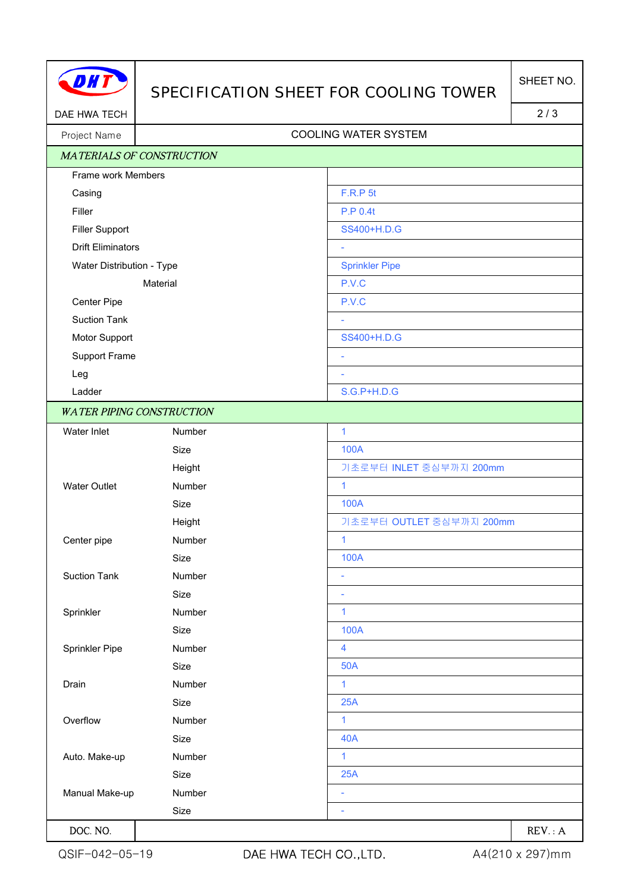DAE HWA TECH

# SPECIFICATION SHEET FOR COOLING TOWER

| Project Name | COOLING WATER SYSTEM |
|---|---|

## *MATERIALS OF CONSTRUCTION*

| Item | Specification |
|---|---|
| Frame work Members | |
| Casing | F.R.P 5t |
| Filler | P.P 0.4t |
| Filler Support | SS400+H.D.G |
| Drift Eliminators | - |
| Water Distribution - Type | Sprinkler Pipe |
| Material | P.V.C |
| Center Pipe | P.V.C |
| Suction Tank | - |
| Motor Support | SS400+H.D.G |
| Support Frame | - |
| Leg | - |
| Ladder | S.G.P+H.D.G |

## *WATER PIPING CONSTRUCTION*

| Item | Parameter | Specification |
|---|---|---|
| Water Inlet | Number | 1 |
| | Size | 100A |
| | Height | 기초로부터 INLET 중심부까지 200mm |
| Water Outlet | Number | 1 |
| | Size | 100A |
| | Height | 기초로부터 OUTLET 중심부까지 200mm |
| Center pipe | Number | 1 |
| | Size | 100A |
| Suction Tank | Number | - |
| | Size | - |
| Sprinkler | Number | 1 |
| | Size | 100A |
| Sprinkler Pipe | Number | 4 |
| | Size | 50A |
| Drain | Number | 1 |
| | Size | 25A |
| Overflow | Number | 1 |
| | Size | 40A |
| Auto. Make-up | Number | 1 |
| | Size | 25A |
| Manual Make-up | Number | - |
| | Size | - |

| DOC. NO. | | REV. : A |
|---|---|---|

QSIF-042-05-19 DAE HWA TECH CO.,LTD. A4(210 x 297)mm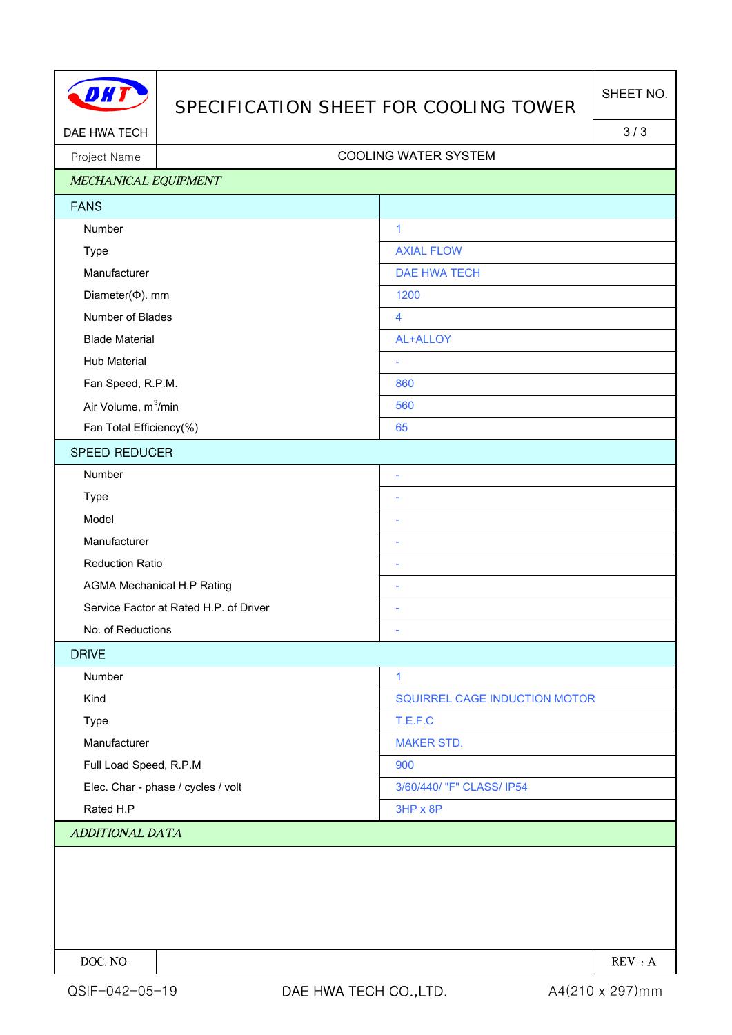DAE HWA TECH

# SPECIFICATION SHEET FOR COOLING TOWER

SHEET NO. 3 / 3

| Project Name | COOLING WATER SYSTEM |
|---|---|
| *MECHANICAL EQUIPMENT* | |
| **FANS** | |
| Number | 1 |
| Type | AXIAL FLOW |
| Manufacturer | DAE HWA TECH |
| Diameter(Φ). mm | 1200 |
| Number of Blades | 4 |
| Blade Material | AL+ALLOY |
| Hub Material | - |
| Fan Speed, R.P.M. | 860 |
| Air Volume, $m^3$/min | 560 |
| Fan Total Efficiency(%) | 65 |
| **SPEED REDUCER** | |
| Number | - |
| Type | - |
| Model | - |
| Manufacturer | - |
| Reduction Ratio | - |
| AGMA Mechanical H.P Rating | - |
| Service Factor at Rated H.P. of Driver | - |
| No. of Reductions | - |
| **DRIVE** | |
| Number | 1 |
| Kind | SQUIRREL CAGE INDUCTION MOTOR |
| Type | T.E.F.C |
| Manufacturer | MAKER STD. |
| Full Load Speed, R.P.M | 900 |
| Elec. Char - phase / cycles / volt | 3/60/440/ "F" CLASS/ IP54 |
| Rated H.P | 3HP x 8P |
| *ADDITIONAL DATA* | |

DOC. NO. | REV. : A

QSIF-042-05-19 DAE HWA TECH CO.,LTD. A4(210 x 297)mm